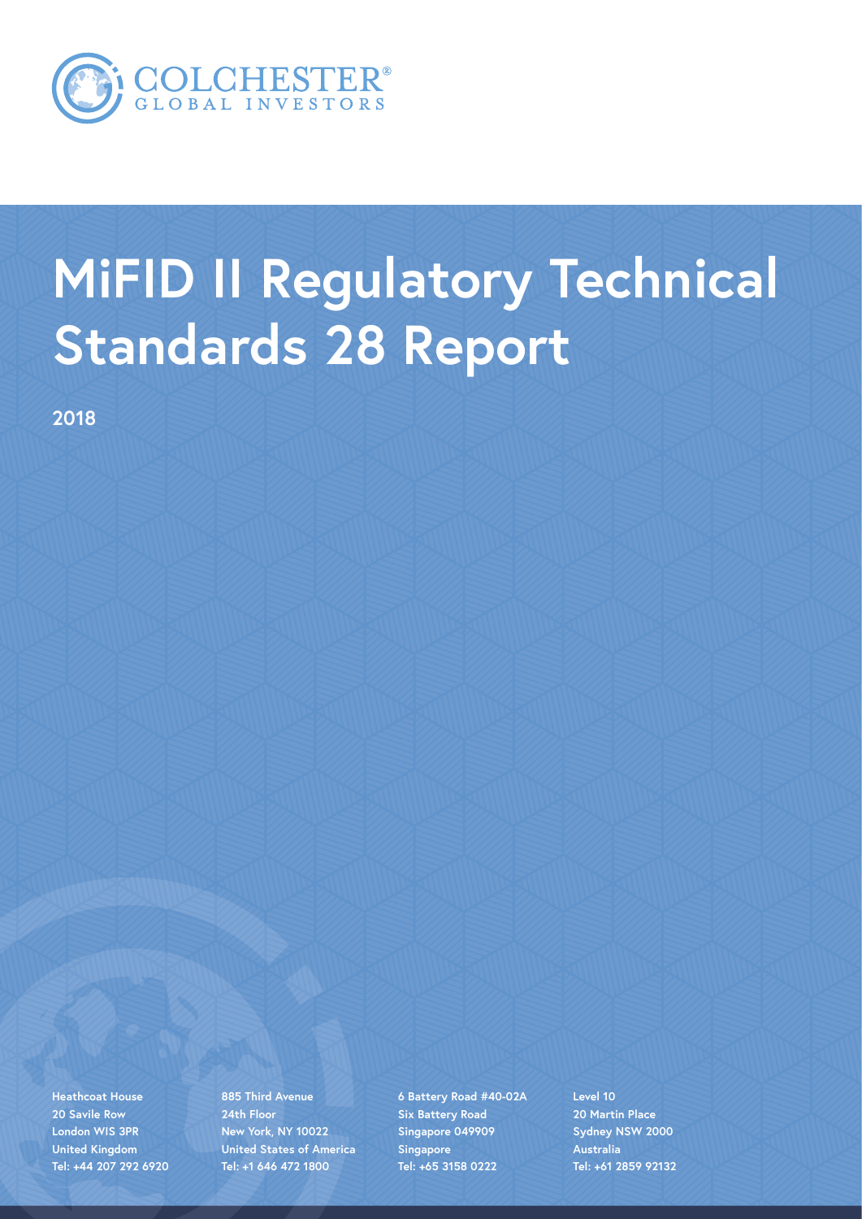COLCHESTER®
GLOBAL INVESTORS

# MiFID II Regulatory Technical Standards 28 Report

**2018**

**Heathcoat House**
**20 Savile Row**
**London WIS 3PR**
**United Kingdom**
**Tel: +44 207 292 6920**

**885 Third Avenue**
**24th Floor**
**New York, NY 10022**
**United States of America**
**Tel: +1 646 472 1800**

**6 Battery Road #40-02A**
**Six Battery Road**
**Singapore 049909**
**Singapore**
**Tel: +65 3158 0222**

**Level 10**
**20 Martin Place**
**Sydney NSW 2000**
**Australia**
**Tel: +61 2859 92132**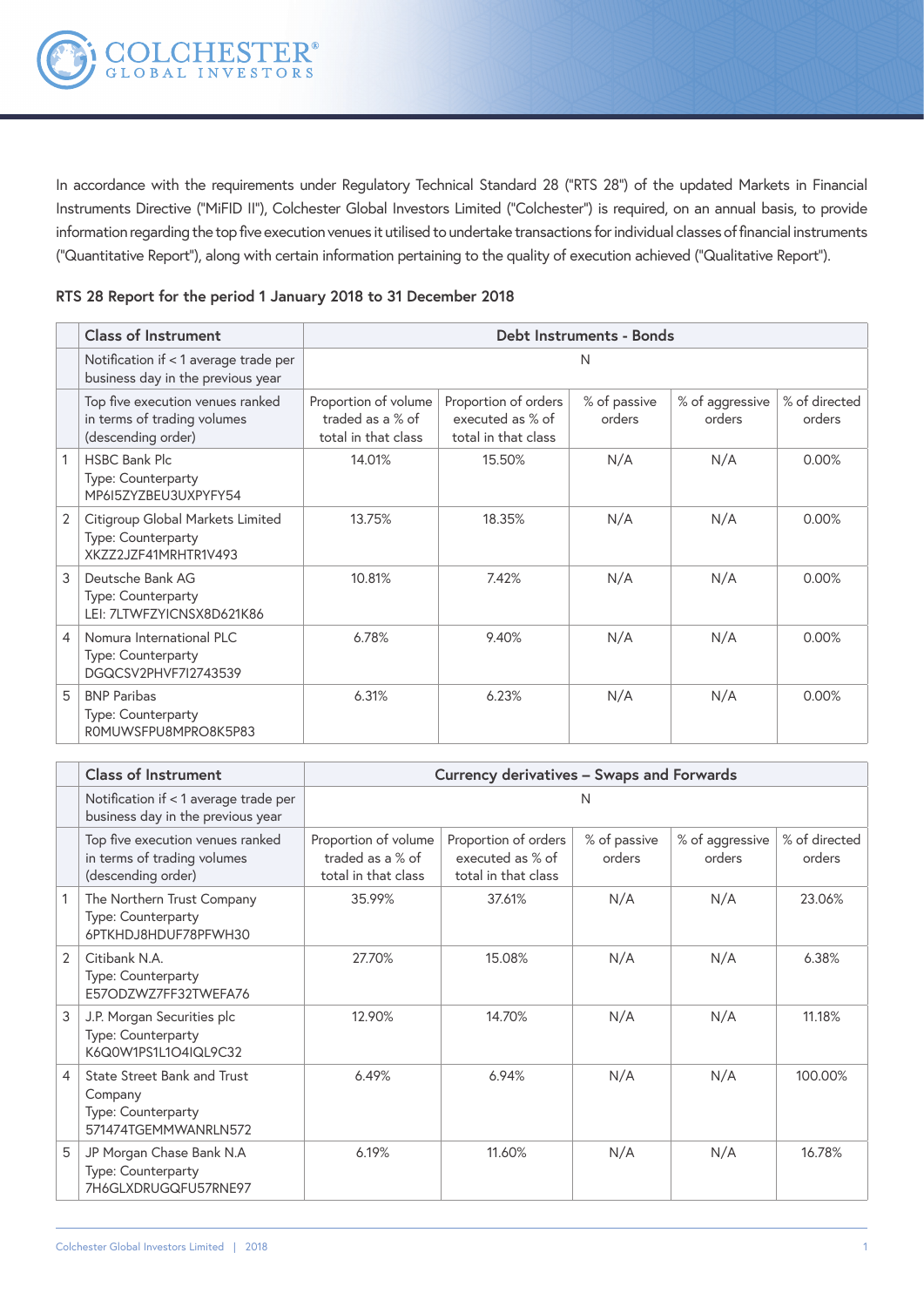In accordance with the requirements under Regulatory Technical Standard 28 ("RTS 28") of the updated Markets in Financial Instruments Directive ("MiFID II"), Colchester Global Investors Limited ("Colchester") is required, on an annual basis, to provide information regarding the top five execution venues it utilised to undertake transactions for individual classes of financial instruments ("Quantitative Report"), along with certain information pertaining to the quality of execution achieved ("Qualitative Report").

**RTS 28 Report for the period 1 January 2018 to 31 December 2018**

| | **Class of Instrument** | **Debt Instruments - Bonds** | | | | |
|---|---|---|---|---|---|---|
| | Notification if < 1 average trade per business day in the previous year | N | | | | |
| | Top five execution venues ranked in terms of trading volumes (descending order) | Proportion of volume traded as a % of total in that class | Proportion of orders executed as % of total in that class | % of passive orders | % of aggressive orders | % of directed orders |
| 1 | HSBC Bank Plc<br>Type: Counterparty<br>MP6I5ZYZBEU3UXPYFY54 | 14.01% | 15.50% | N/A | N/A | 0.00% |
| 2 | Citigroup Global Markets Limited<br>Type: Counterparty<br>XKZZ2JZF41MRHTR1V493 | 13.75% | 18.35% | N/A | N/A | 0.00% |
| 3 | Deutsche Bank AG<br>Type: Counterparty<br>LEI: 7LTWFZYICNSX8D621K86 | 10.81% | 7.42% | N/A | N/A | 0.00% |
| 4 | Nomura International PLC<br>Type: Counterparty<br>DGQCSV2PHVF7I2743539 | 6.78% | 9.40% | N/A | N/A | 0.00% |
| 5 | BNP Paribas<br>Type: Counterparty<br>R0MUWSFPU8MPRO8K5P83 | 6.31% | 6.23% | N/A | N/A | 0.00% |

| | **Class of Instrument** | **Currency derivatives – Swaps and Forwards** | | | | |
|---|---|---|---|---|---|---|
| | Notification if < 1 average trade per business day in the previous year | N | | | | |
| | Top five execution venues ranked in terms of trading volumes (descending order) | Proportion of volume traded as a % of total in that class | Proportion of orders executed as % of total in that class | % of passive orders | % of aggressive orders | % of directed orders |
| 1 | The Northern Trust Company<br>Type: Counterparty<br>6PTKHDJ8HDUF78PFWH30 | 35.99% | 37.61% | N/A | N/A | 23.06% |
| 2 | Citibank N.A.<br>Type: Counterparty<br>E57ODZWZ7FF32TWEFA76 | 27.70% | 15.08% | N/A | N/A | 6.38% |
| 3 | J.P. Morgan Securities plc<br>Type: Counterparty<br>K6Q0W1PS1L1O4IQL9C32 | 12.90% | 14.70% | N/A | N/A | 11.18% |
| 4 | State Street Bank and Trust Company<br>Type: Counterparty<br>571474TGEMMWANRLN572 | 6.49% | 6.94% | N/A | N/A | 100.00% |
| 5 | JP Morgan Chase Bank N.A<br>Type: Counterparty<br>7H6GLXDRUGQFU57RNE97 | 6.19% | 11.60% | N/A | N/A | 16.78% |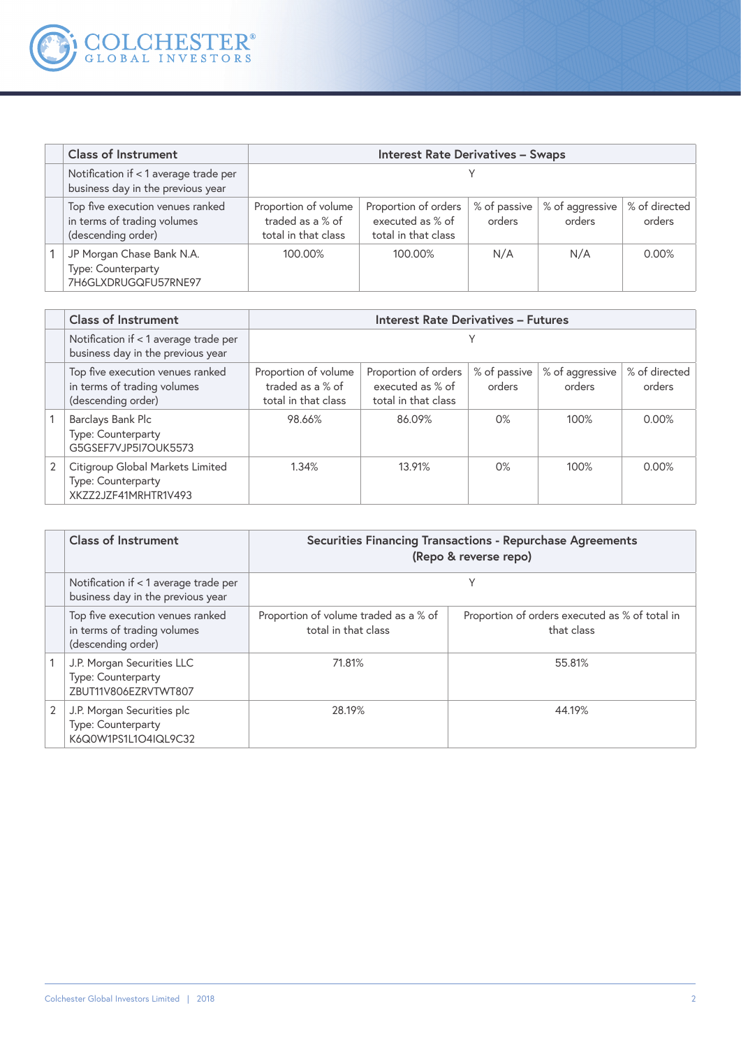| | Class of Instrument | Interest Rate Derivatives – Swaps | | | | |
|---|---|---|---|---|---|---|
| | Notification if < 1 average trade per business day in the previous year | Y | | | | |
| | Top five execution venues ranked in terms of trading volumes (descending order) | Proportion of volume traded as a % of total in that class | Proportion of orders executed as % of total in that class | % of passive orders | % of aggressive orders | % of directed orders |
| 1 | JP Morgan Chase Bank N.A.<br>Type: Counterparty<br>7H6GLXDRUGQFU57RNE97 | 100.00% | 100.00% | N/A | N/A | 0.00% |

| | Class of Instrument | Interest Rate Derivatives – Futures | | | | |
|---|---|---|---|---|---|---|
| | Notification if < 1 average trade per business day in the previous year | Y | | | | |
| | Top five execution venues ranked in terms of trading volumes (descending order) | Proportion of volume traded as a % of total in that class | Proportion of orders executed as % of total in that class | % of passive orders | % of aggressive orders | % of directed orders |
| 1 | Barclays Bank Plc<br>Type: Counterparty<br>G5GSEF7VJP5I7OUK5573 | 98.66% | 86.09% | 0% | 100% | 0.00% |
| 2 | Citigroup Global Markets Limited<br>Type: Counterparty<br>XKZZ2JZF41MRHTR1V493 | 1.34% | 13.91% | 0% | 100% | 0.00% |

| | Class of Instrument | Securities Financing Transactions - Repurchase Agreements (Repo & reverse repo) | |
|---|---|---|---|
| | Notification if < 1 average trade per business day in the previous year | Y | |
| | Top five execution venues ranked in terms of trading volumes (descending order) | Proportion of volume traded as a % of total in that class | Proportion of orders executed as % of total in that class |
| 1 | J.P. Morgan Securities LLC<br>Type: Counterparty<br>ZBUT11V806EZRVTWT807 | 71.81% | 55.81% |
| 2 | J.P. Morgan Securities plc<br>Type: Counterparty<br>K6Q0W1PS1L1O4IQL9C32 | 28.19% | 44.19% |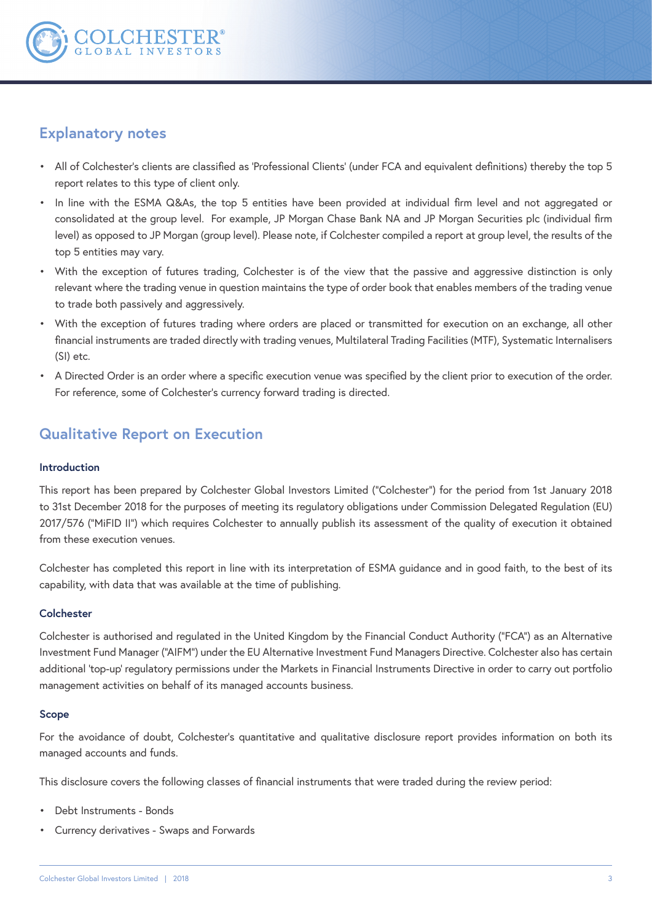## Explanatory notes

- All of Colchester's clients are classified as 'Professional Clients' (under FCA and equivalent definitions) thereby the top 5 report relates to this type of client only.
- In line with the ESMA Q&As, the top 5 entities have been provided at individual firm level and not aggregated or consolidated at the group level. For example, JP Morgan Chase Bank NA and JP Morgan Securities plc (individual firm level) as opposed to JP Morgan (group level). Please note, if Colchester compiled a report at group level, the results of the top 5 entities may vary.
- With the exception of futures trading, Colchester is of the view that the passive and aggressive distinction is only relevant where the trading venue in question maintains the type of order book that enables members of the trading venue to trade both passively and aggressively.
- With the exception of futures trading where orders are placed or transmitted for execution on an exchange, all other financial instruments are traded directly with trading venues, Multilateral Trading Facilities (MTF), Systematic Internalisers (SI) etc.
- A Directed Order is an order where a specific execution venue was specified by the client prior to execution of the order. For reference, some of Colchester's currency forward trading is directed.

## Qualitative Report on Execution

### Introduction

This report has been prepared by Colchester Global Investors Limited ("Colchester") for the period from 1st January 2018 to 31st December 2018 for the purposes of meeting its regulatory obligations under Commission Delegated Regulation (EU) 2017/576 ("MiFID II") which requires Colchester to annually publish its assessment of the quality of execution it obtained from these execution venues.

Colchester has completed this report in line with its interpretation of ESMA guidance and in good faith, to the best of its capability, with data that was available at the time of publishing.

### Colchester

Colchester is authorised and regulated in the United Kingdom by the Financial Conduct Authority ("FCA") as an Alternative Investment Fund Manager ("AIFM") under the EU Alternative Investment Fund Managers Directive. Colchester also has certain additional 'top-up' regulatory permissions under the Markets in Financial Instruments Directive in order to carry out portfolio management activities on behalf of its managed accounts business.

### Scope

For the avoidance of doubt, Colchester's quantitative and qualitative disclosure report provides information on both its managed accounts and funds.

This disclosure covers the following classes of financial instruments that were traded during the review period:

- Debt Instruments - Bonds
- Currency derivatives - Swaps and Forwards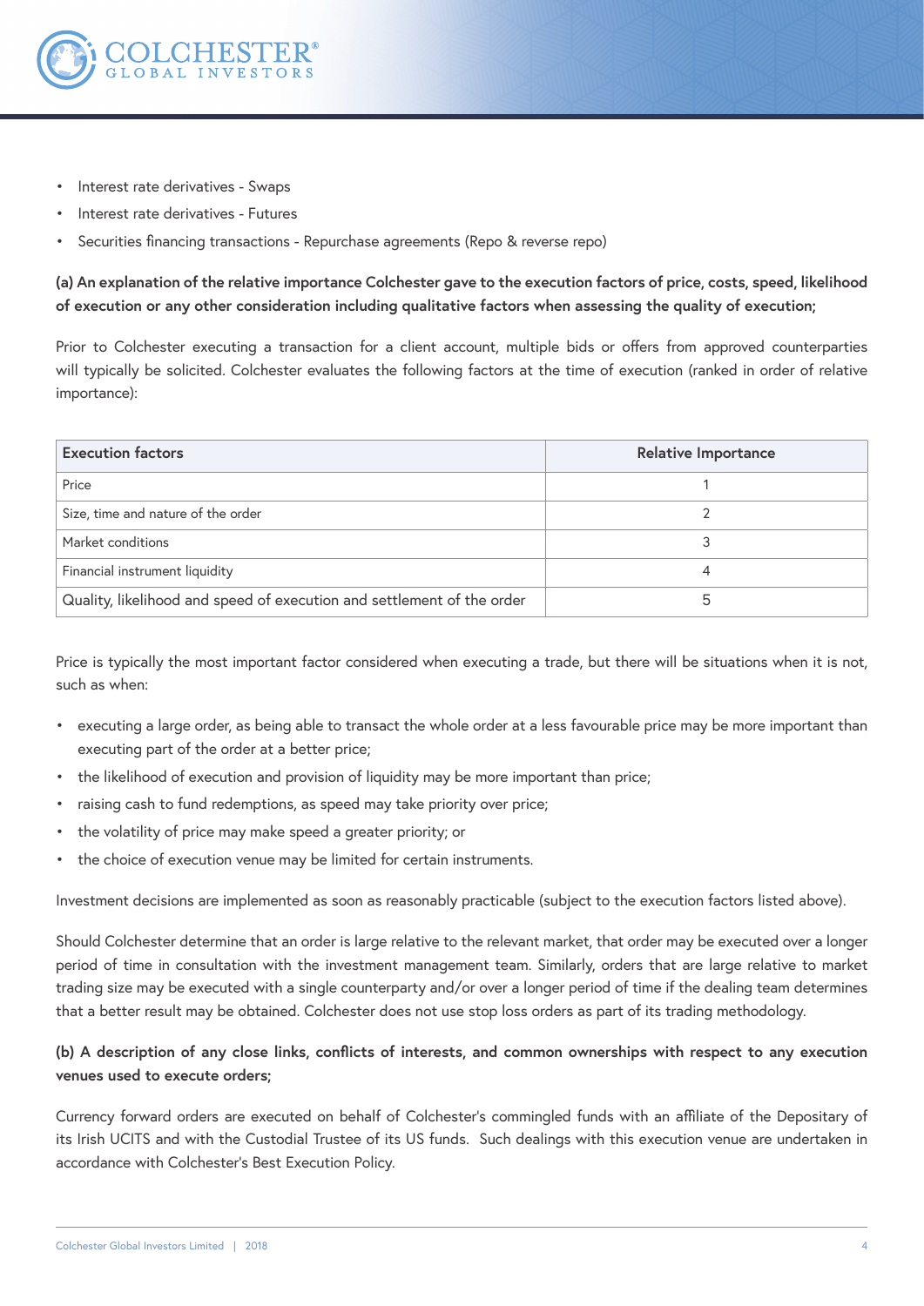- Interest rate derivatives - Swaps
- Interest rate derivatives - Futures
- Securities financing transactions - Repurchase agreements (Repo & reverse repo)

**(a) An explanation of the relative importance Colchester gave to the execution factors of price, costs, speed, likelihood of execution or any other consideration including qualitative factors when assessing the quality of execution;**

Prior to Colchester executing a transaction for a client account, multiple bids or offers from approved counterparties will typically be solicited. Colchester evaluates the following factors at the time of execution (ranked in order of relative importance):

| Execution factors | Relative Importance |
|---|---|
| Price | 1 |
| Size, time and nature of the order | 2 |
| Market conditions | 3 |
| Financial instrument liquidity | 4 |
| Quality, likelihood and speed of execution and settlement of the order | 5 |

Price is typically the most important factor considered when executing a trade, but there will be situations when it is not, such as when:

- executing a large order, as being able to transact the whole order at a less favourable price may be more important than executing part of the order at a better price;
- the likelihood of execution and provision of liquidity may be more important than price;
- raising cash to fund redemptions, as speed may take priority over price;
- the volatility of price may make speed a greater priority; or
- the choice of execution venue may be limited for certain instruments.

Investment decisions are implemented as soon as reasonably practicable (subject to the execution factors listed above).

Should Colchester determine that an order is large relative to the relevant market, that order may be executed over a longer period of time in consultation with the investment management team. Similarly, orders that are large relative to market trading size may be executed with a single counterparty and/or over a longer period of time if the dealing team determines that a better result may be obtained. Colchester does not use stop loss orders as part of its trading methodology.

**(b) A description of any close links, conflicts of interests, and common ownerships with respect to any execution venues used to execute orders;**

Currency forward orders are executed on behalf of Colchester's commingled funds with an affiliate of the Depositary of its Irish UCITS and with the Custodial Trustee of its US funds. Such dealings with this execution venue are undertaken in accordance with Colchester's Best Execution Policy.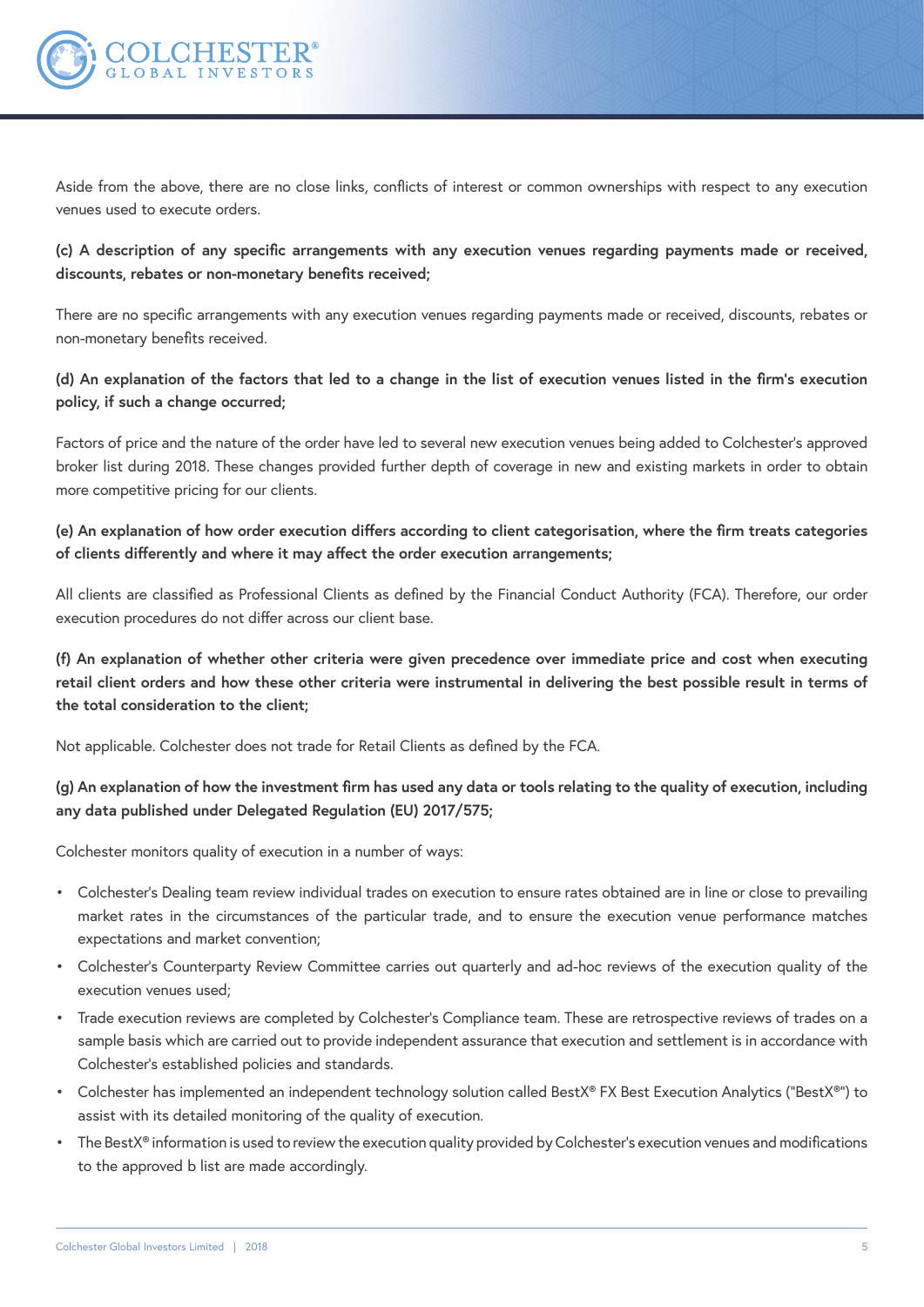Aside from the above, there are no close links, conflicts of interest or common ownerships with respect to any execution venues used to execute orders.

**(c) A description of any specific arrangements with any execution venues regarding payments made or received, discounts, rebates or non-monetary benefits received;**

There are no specific arrangements with any execution venues regarding payments made or received, discounts, rebates or non-monetary benefits received.

**(d) An explanation of the factors that led to a change in the list of execution venues listed in the firm's execution policy, if such a change occurred;**

Factors of price and the nature of the order have led to several new execution venues being added to Colchester's approved broker list during 2018. These changes provided further depth of coverage in new and existing markets in order to obtain more competitive pricing for our clients.

**(e) An explanation of how order execution differs according to client categorisation, where the firm treats categories of clients differently and where it may affect the order execution arrangements;**

All clients are classified as Professional Clients as defined by the Financial Conduct Authority (FCA). Therefore, our order execution procedures do not differ across our client base.

**(f) An explanation of whether other criteria were given precedence over immediate price and cost when executing retail client orders and how these other criteria were instrumental in delivering the best possible result in terms of the total consideration to the client;**

Not applicable. Colchester does not trade for Retail Clients as defined by the FCA.

**(g) An explanation of how the investment firm has used any data or tools relating to the quality of execution, including any data published under Delegated Regulation (EU) 2017/575;**

Colchester monitors quality of execution in a number of ways:

- Colchester's Dealing team review individual trades on execution to ensure rates obtained are in line or close to prevailing market rates in the circumstances of the particular trade, and to ensure the execution venue performance matches expectations and market convention;
- Colchester's Counterparty Review Committee carries out quarterly and ad-hoc reviews of the execution quality of the execution venues used;
- Trade execution reviews are completed by Colchester's Compliance team. These are retrospective reviews of trades on a sample basis which are carried out to provide independent assurance that execution and settlement is in accordance with Colchester's established policies and standards.
- Colchester has implemented an independent technology solution called BestX® FX Best Execution Analytics ("BestX®") to assist with its detailed monitoring of the quality of execution.
- The BestX® information is used to review the execution quality provided by Colchester's execution venues and modifications to the approved b list are made accordingly.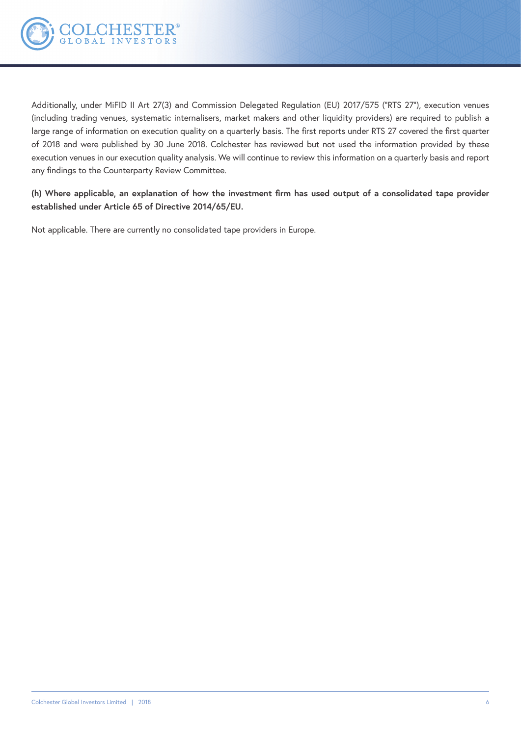Additionally, under MiFID II Art 27(3) and Commission Delegated Regulation (EU) 2017/575 ("RTS 27"), execution venues (including trading venues, systematic internalisers, market makers and other liquidity providers) are required to publish a large range of information on execution quality on a quarterly basis. The first reports under RTS 27 covered the first quarter of 2018 and were published by 30 June 2018. Colchester has reviewed but not used the information provided by these execution venues in our execution quality analysis. We will continue to review this information on a quarterly basis and report any findings to the Counterparty Review Committee.

**(h) Where applicable, an explanation of how the investment firm has used output of a consolidated tape provider established under Article 65 of Directive 2014/65/EU.**

Not applicable. There are currently no consolidated tape providers in Europe.